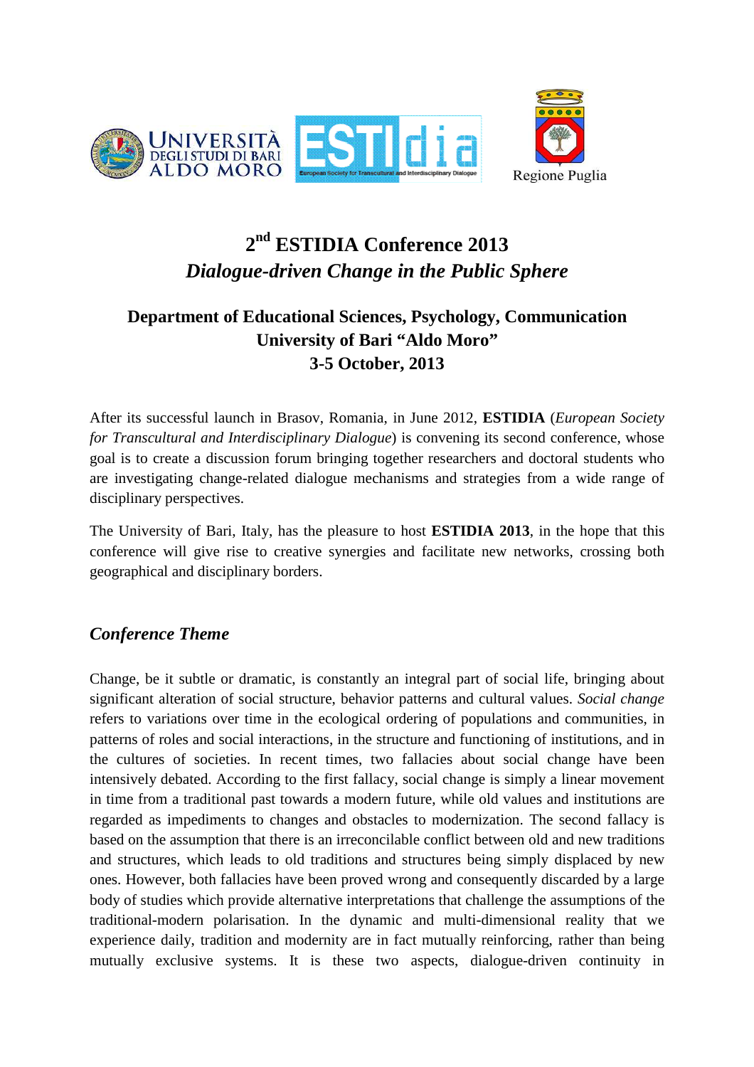# 2nd ESTIDIA Conference 2013

## *Dialogue-driven Change in the Public Sphere*

### Department of Educational Sciences, Psychology, Communication
### University of Bari "Aldo Moro"
### 3-5 October, 2013

After its successful launch in Brasov, Romania, in June 2012, **ESTIDIA** (*European Society for Transcultural and Interdisciplinary Dialogue*) is convening its second conference, whose goal is to create a discussion forum bringing together researchers and doctoral students who are investigating change-related dialogue mechanisms and strategies from a wide range of disciplinary perspectives.

The University of Bari, Italy, has the pleasure to host **ESTIDIA 2013**, in the hope that this conference will give rise to creative synergies and facilitate new networks, crossing both geographical and disciplinary borders.

## *Conference Theme*

Change, be it subtle or dramatic, is constantly an integral part of social life, bringing about significant alteration of social structure, behavior patterns and cultural values. *Social change* refers to variations over time in the ecological ordering of populations and communities, in patterns of roles and social interactions, in the structure and functioning of institutions, and in the cultures of societies. In recent times, two fallacies about social change have been intensively debated. According to the first fallacy, social change is simply a linear movement in time from a traditional past towards a modern future, while old values and institutions are regarded as impediments to changes and obstacles to modernization. The second fallacy is based on the assumption that there is an irreconcilable conflict between old and new traditions and structures, which leads to old traditions and structures being simply displaced by new ones. However, both fallacies have been proved wrong and consequently discarded by a large body of studies which provide alternative interpretations that challenge the assumptions of the traditional-modern polarisation. In the dynamic and multi-dimensional reality that we experience daily, tradition and modernity are in fact mutually reinforcing, rather than being mutually exclusive systems. It is these two aspects, dialogue-driven continuity in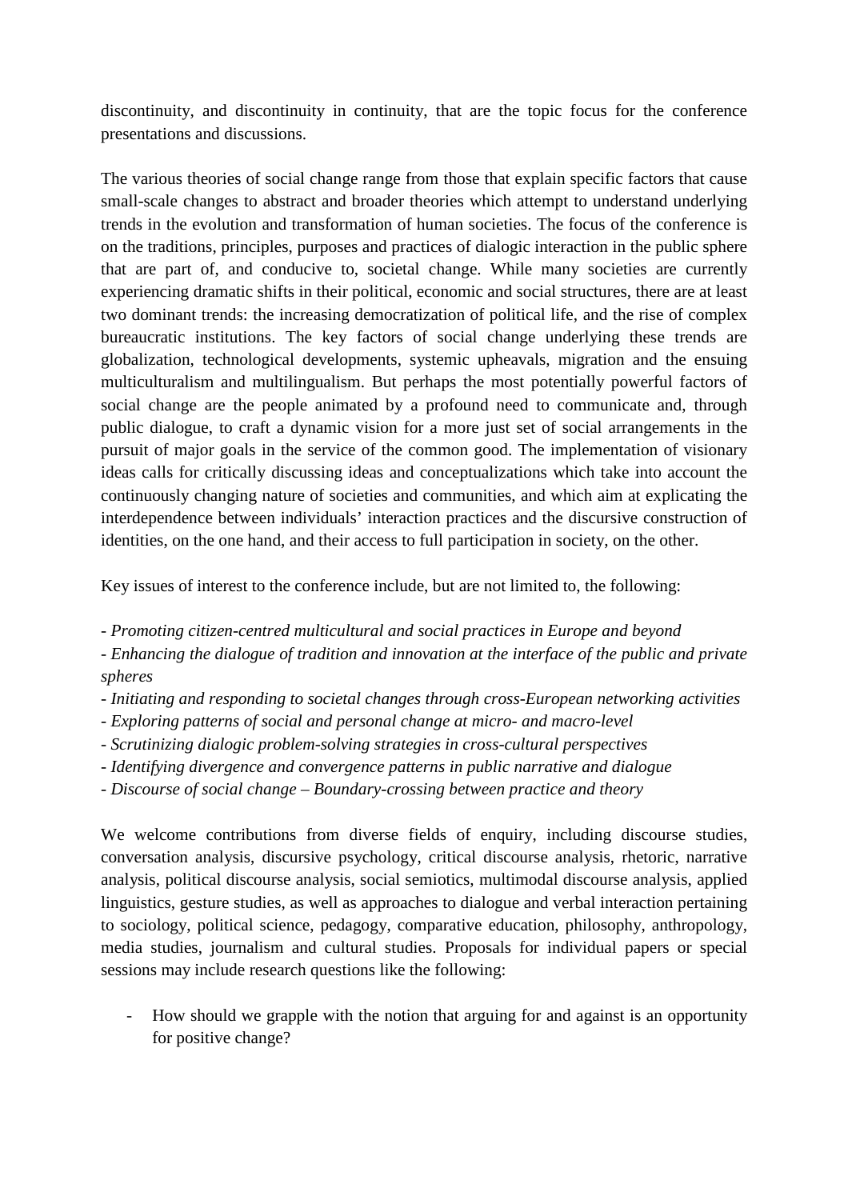discontinuity, and discontinuity in continuity, that are the topic focus for the conference presentations and discussions.

The various theories of social change range from those that explain specific factors that cause small-scale changes to abstract and broader theories which attempt to understand underlying trends in the evolution and transformation of human societies. The focus of the conference is on the traditions, principles, purposes and practices of dialogic interaction in the public sphere that are part of, and conducive to, societal change. While many societies are currently experiencing dramatic shifts in their political, economic and social structures, there are at least two dominant trends: the increasing democratization of political life, and the rise of complex bureaucratic institutions. The key factors of social change underlying these trends are globalization, technological developments, systemic upheavals, migration and the ensuing multiculturalism and multilingualism. But perhaps the most potentially powerful factors of social change are the people animated by a profound need to communicate and, through public dialogue, to craft a dynamic vision for a more just set of social arrangements in the pursuit of major goals in the service of the common good. The implementation of visionary ideas calls for critically discussing ideas and conceptualizations which take into account the continuously changing nature of societies and communities, and which aim at explicating the interdependence between individuals' interaction practices and the discursive construction of identities, on the one hand, and their access to full participation in society, on the other.

Key issues of interest to the conference include, but are not limited to, the following:

- *Promoting citizen-centred multicultural and social practices in Europe and beyond*
- *Enhancing the dialogue of tradition and innovation at the interface of the public and private spheres*
- *Initiating and responding to societal changes through cross-European networking activities*
- *Exploring patterns of social and personal change at micro- and macro-level*
- *Scrutinizing dialogic problem-solving strategies in cross-cultural perspectives*
- *Identifying divergence and convergence patterns in public narrative and dialogue*
- *Discourse of social change – Boundary-crossing between practice and theory*

We welcome contributions from diverse fields of enquiry, including discourse studies, conversation analysis, discursive psychology, critical discourse analysis, rhetoric, narrative analysis, political discourse analysis, social semiotics, multimodal discourse analysis, applied linguistics, gesture studies, as well as approaches to dialogue and verbal interaction pertaining to sociology, political science, pedagogy, comparative education, philosophy, anthropology, media studies, journalism and cultural studies. Proposals for individual papers or special sessions may include research questions like the following:

- How should we grapple with the notion that arguing for and against is an opportunity for positive change?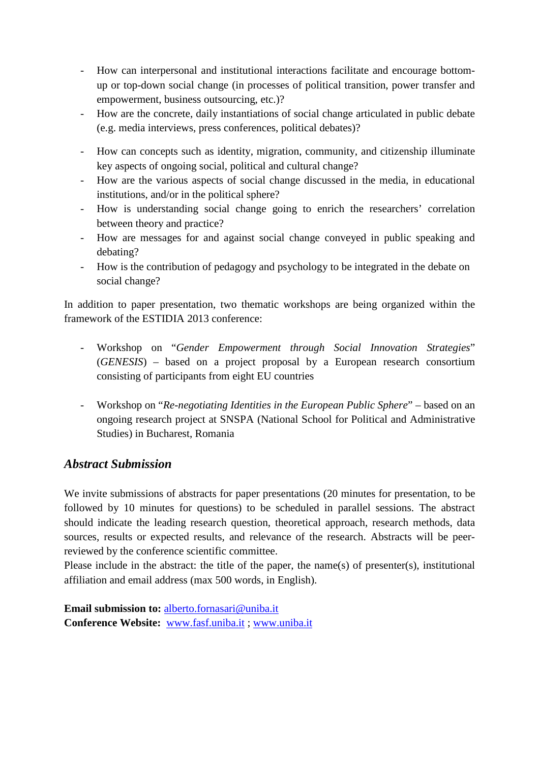- How can interpersonal and institutional interactions facilitate and encourage bottom-up or top-down social change (in processes of political transition, power transfer and empowerment, business outsourcing, etc.)?
- How are the concrete, daily instantiations of social change articulated in public debate (e.g. media interviews, press conferences, political debates)?

- How can concepts such as identity, migration, community, and citizenship illuminate key aspects of ongoing social, political and cultural change?
- How are the various aspects of social change discussed in the media, in educational institutions, and/or in the political sphere?
- How is understanding social change going to enrich the researchers' correlation between theory and practice?
- How are messages for and against social change conveyed in public speaking and debating?
- How is the contribution of pedagogy and psychology to be integrated in the debate on social change?

In addition to paper presentation, two thematic workshops are being organized within the framework of the ESTIDIA 2013 conference:

- Workshop on "*Gender Empowerment through Social Innovation Strategies*" (*GENESIS*) – based on a project proposal by a European research consortium consisting of participants from eight EU countries

- Workshop on "*Re-negotiating Identities in the European Public Sphere*" – based on an ongoing research project at SNSPA (National School for Political and Administrative Studies) in Bucharest, Romania

## *Abstract Submission*

We invite submissions of abstracts for paper presentations (20 minutes for presentation, to be followed by 10 minutes for questions) to be scheduled in parallel sessions. The abstract should indicate the leading research question, theoretical approach, research methods, data sources, results or expected results, and relevance of the research. Abstracts will be peer-reviewed by the conference scientific committee.
Please include in the abstract: the title of the paper, the name(s) of presenter(s), institutional affiliation and email address (max 500 words, in English).

**Email submission to:** alberto.fornasari@uniba.it
**Conference Website:** www.fasf.uniba.it ; www.uniba.it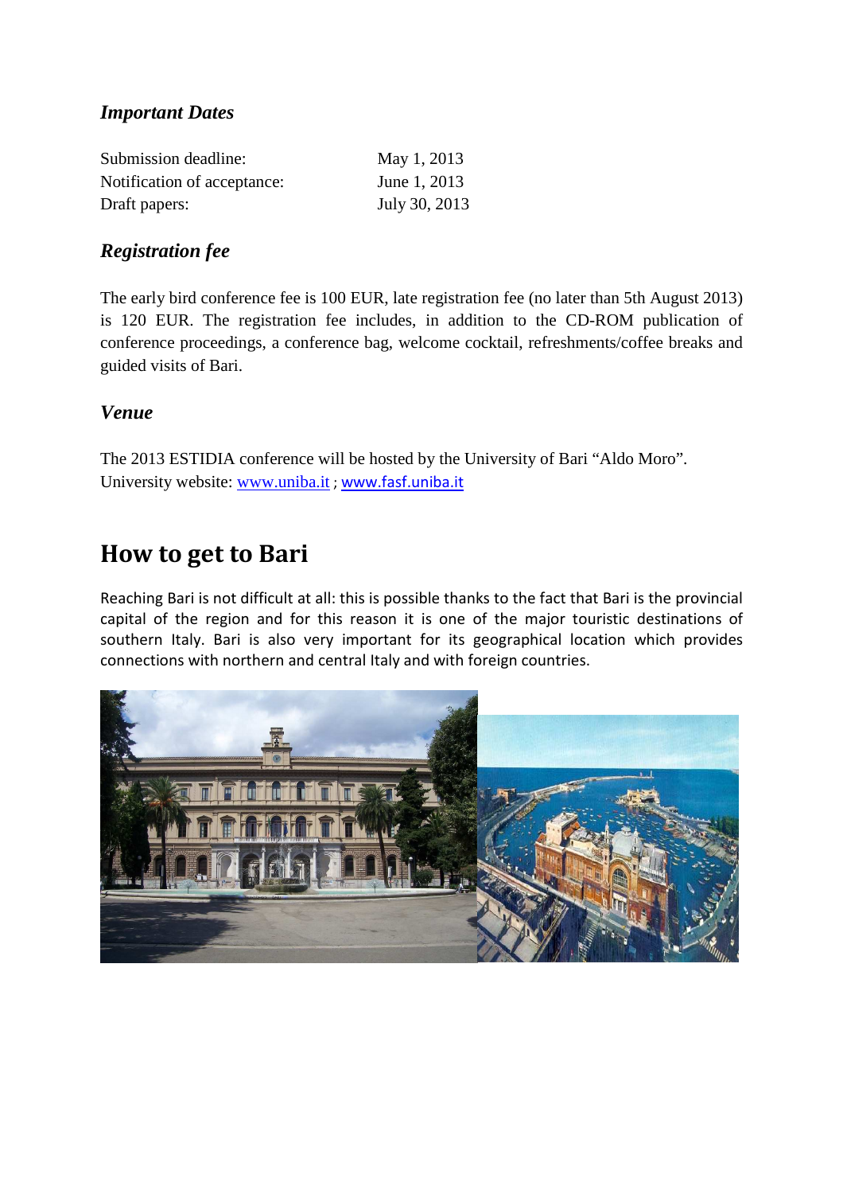### *Important Dates*

| | |
|---|---|
| Submission deadline: | May 1, 2013 |
| Notification of acceptance: | June 1, 2013 |
| Draft papers: | July 30, 2013 |

### *Registration fee*

The early bird conference fee is 100 EUR, late registration fee (no later than 5th August 2013) is 120 EUR. The registration fee includes, in addition to the CD-ROM publication of conference proceedings, a conference bag, welcome cocktail, refreshments/coffee breaks and guided visits of Bari.

### *Venue*

The 2013 ESTIDIA conference will be hosted by the University of Bari "Aldo Moro".
University website: www.uniba.it ; www.fasf.uniba.it

## How to get to Bari

Reaching Bari is not difficult at all: this is possible thanks to the fact that Bari is the provincial capital of the region and for this reason it is one of the major touristic destinations of southern Italy. Bari is also very important for its geographical location which provides connections with northern and central Italy and with foreign countries.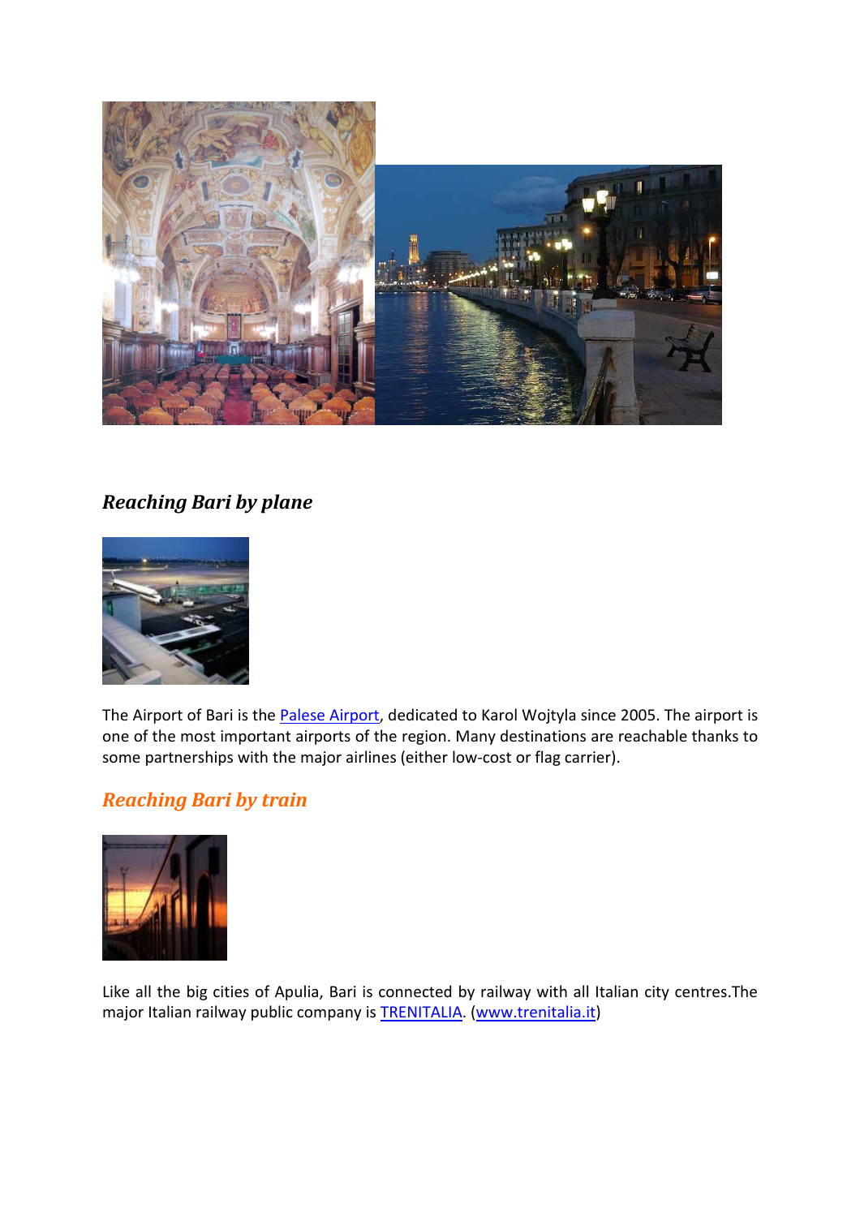### *Reaching Bari by plane*

The Airport of Bari is the [Palese Airport](), dedicated to Karol Wojtyla since 2005. The airport is one of the most important airports of the region. Many destinations are reachable thanks to some partnerships with the major airlines (either low-cost or flag carrier).

### *Reaching Bari by train*

Like all the big cities of Apulia, Bari is connected by railway with all Italian city centres.The major Italian railway public company is [TRENITALIA](). ([www.trenitalia.it]())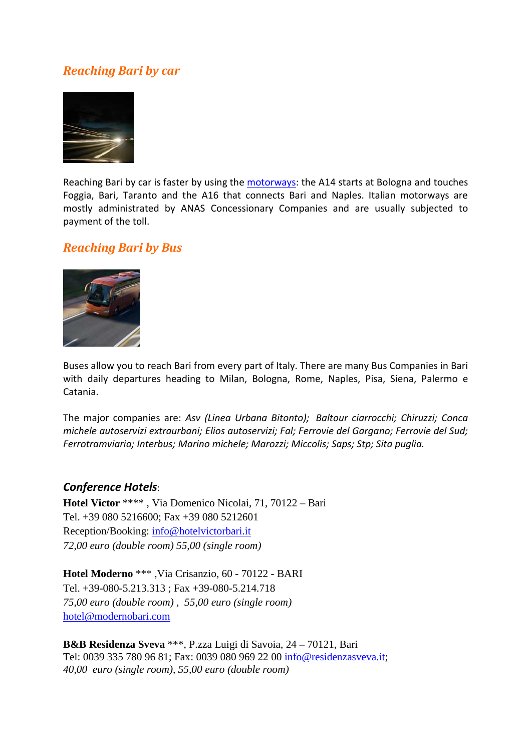## *Reaching Bari by car*

Reaching Bari by car is faster by using the [motorways](): the A14 starts at Bologna and touches Foggia, Bari, Taranto and the A16 that connects Bari and Naples. Italian motorways are mostly administrated by ANAS Concessionary Companies and are usually subjected to payment of the toll.

## *Reaching Bari by Bus*

Buses allow you to reach Bari from every part of Italy. There are many Bus Companies in Bari with daily departures heading to Milan, Bologna, Rome, Naples, Pisa, Siena, Palermo e Catania.

The major companies are: *Asv (Linea Urbana Bitonto); Baltour ciarrocchi; Chiruzzi; Conca michele autoservizi extraurbani; Elios autoservizi; Fal; Ferrovie del Gargano; Ferrovie del Sud; Ferrotramviaria; Interbus; Marino michele; Marozzi; Miccolis; Saps; Stp; Sita puglia.*

### ***Conference Hotels***:

**Hotel Victor** **** , Via Domenico Nicolai, 71, 70122 – Bari
Tel. +39 080 5216600; Fax +39 080 5212601
Reception/Booking: info@hotelvictorbari.it
*72,00 euro (double room) 55,00 (single room)*

**Hotel Moderno** *** ,Via Crisanzio, 60 - 70122 - BARI
Tel. +39-080-5.213.313 ; Fax +39-080-5.214.718
*75,00 euro (double room) , 55,00 euro (single room)*
hotel@modernobari.com

**B&B Residenza Sveva** ***, P.zza Luigi di Savoia, 24 – 70121, Bari
Tel: 0039 335 780 96 81; Fax: 0039 080 969 22 00 info@residenzasveva.it;
*40,00 euro (single room), 55,00 euro (double room)*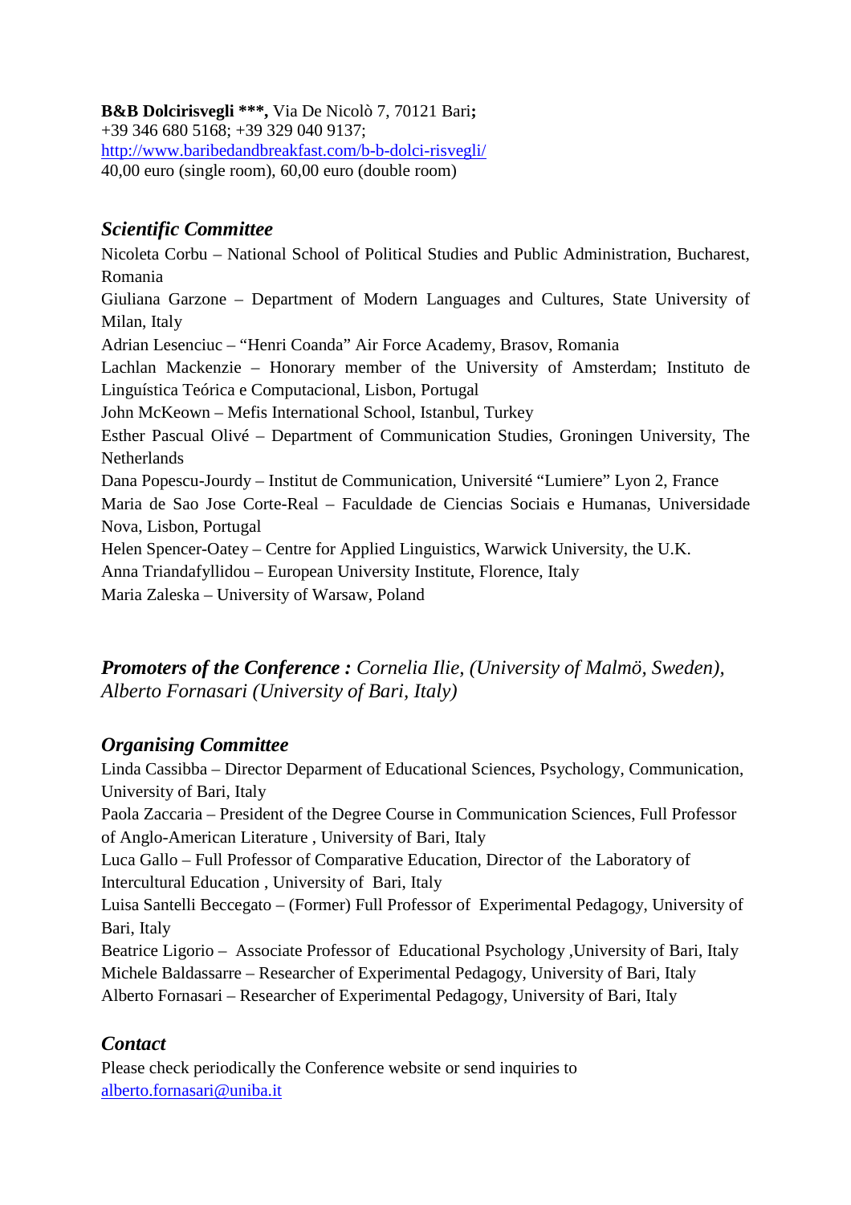**B&B Dolcirisvegli *****, Via De Nicolò 7, 70121 Bari**;**
+39 346 680 5168; +39 329 040 9137;
[http://www.baribedandbreakfast.com/b-b-dolci-risvegli/](http://www.baribedandbreakfast.com/b-b-dolci-risvegli/)
40,00 euro (single room), 60,00 euro (double room)

## *Scientific Committee*

Nicoleta Corbu – National School of Political Studies and Public Administration, Bucharest, Romania
Giuliana Garzone – Department of Modern Languages and Cultures, State University of Milan, Italy
Adrian Lesenciuc – "Henri Coanda" Air Force Academy, Brasov, Romania
Lachlan Mackenzie – Honorary member of the University of Amsterdam; Instituto de Linguística Teórica e Computacional, Lisbon, Portugal
John McKeown – Mefis International School, Istanbul, Turkey
Esther Pascual Olivé – Department of Communication Studies, Groningen University, The Netherlands
Dana Popescu-Jourdy – Institut de Communication, Université "Lumiere" Lyon 2, France
Maria de Sao Jose Corte-Real – Faculdade de Ciencias Sociais e Humanas, Universidade Nova, Lisbon, Portugal
Helen Spencer-Oatey – Centre for Applied Linguistics, Warwick University, the U.K.
Anna Triandafyllidou – European University Institute, Florence, Italy
Maria Zaleska – University of Warsaw, Poland

***Promoters of the Conference :*** *Cornelia Ilie, (University of Malmö, Sweden), Alberto Fornasari (University of Bari, Italy)*

## *Organising Committee*

Linda Cassibba – Director Deparment of Educational Sciences, Psychology, Communication, University of Bari, Italy
Paola Zaccaria – President of the Degree Course in Communication Sciences, Full Professor of Anglo-American Literature , University of Bari, Italy
Luca Gallo – Full Professor of Comparative Education, Director of the Laboratory of Intercultural Education , University of Bari, Italy
Luisa Santelli Beccegato – (Former) Full Professor of Experimental Pedagogy, University of Bari, Italy
Beatrice Ligorio – Associate Professor of Educational Psychology ,University of Bari, Italy
Michele Baldassarre – Researcher of Experimental Pedagogy, University of Bari, Italy
Alberto Fornasari – Researcher of Experimental Pedagogy, University of Bari, Italy

## *Contact*

Please check periodically the Conference website or send inquiries to
[alberto.fornasari@uniba.it](mailto:alberto.fornasari@uniba.it)